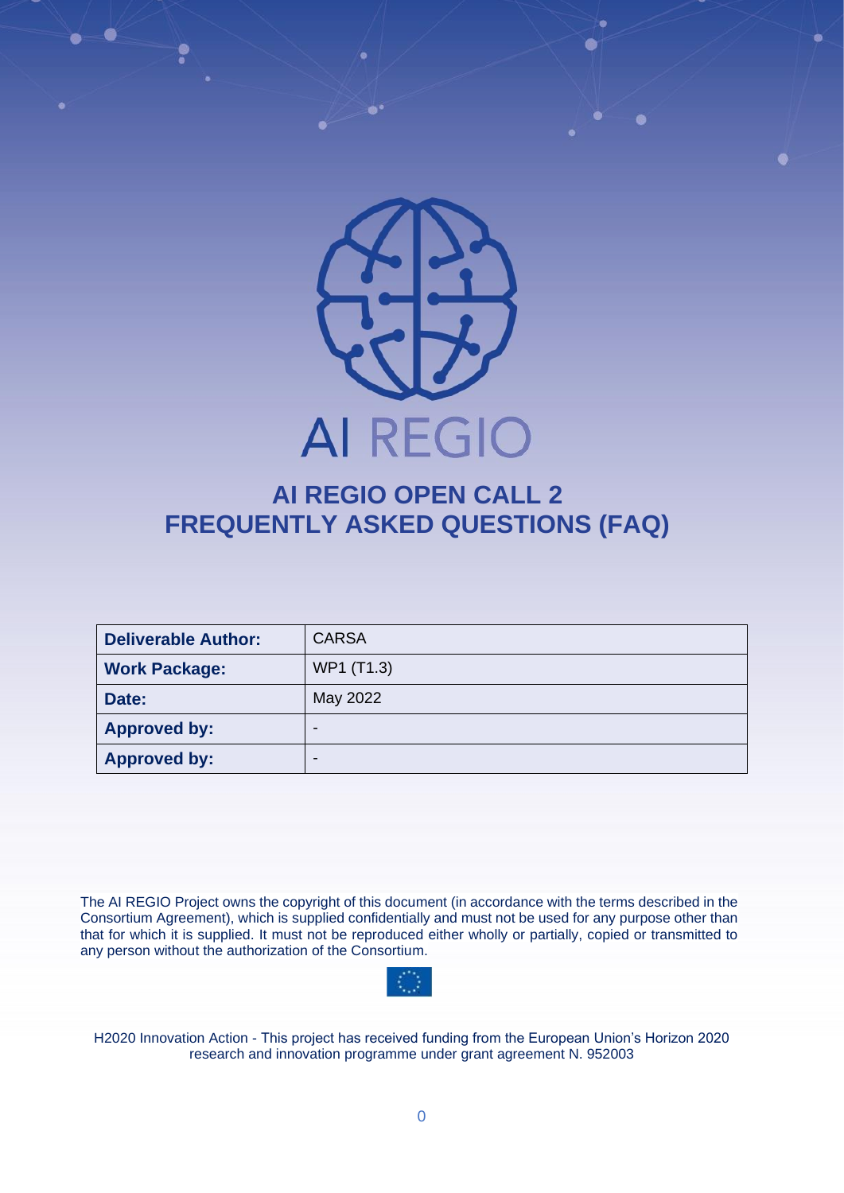AI REGIO

# AI REGIO OPEN CALL 2
# FREQUENTLY ASKED QUESTIONS (FAQ)

| Deliverable Author: | CARSA |
| --- | --- |
| Work Package: | WP1 (T1.3) |
| Date: | May 2022 |
| Approved by: | - |
| Approved by: | - |

The AI REGIO Project owns the copyright of this document (in accordance with the terms described in the Consortium Agreement), which is supplied confidentially and must not be used for any purpose other than that for which it is supplied. It must not be reproduced either wholly or partially, copied or transmitted to any person without the authorization of the Consortium.

H2020 Innovation Action - This project has received funding from the European Union's Horizon 2020 research and innovation programme under grant agreement N. 952003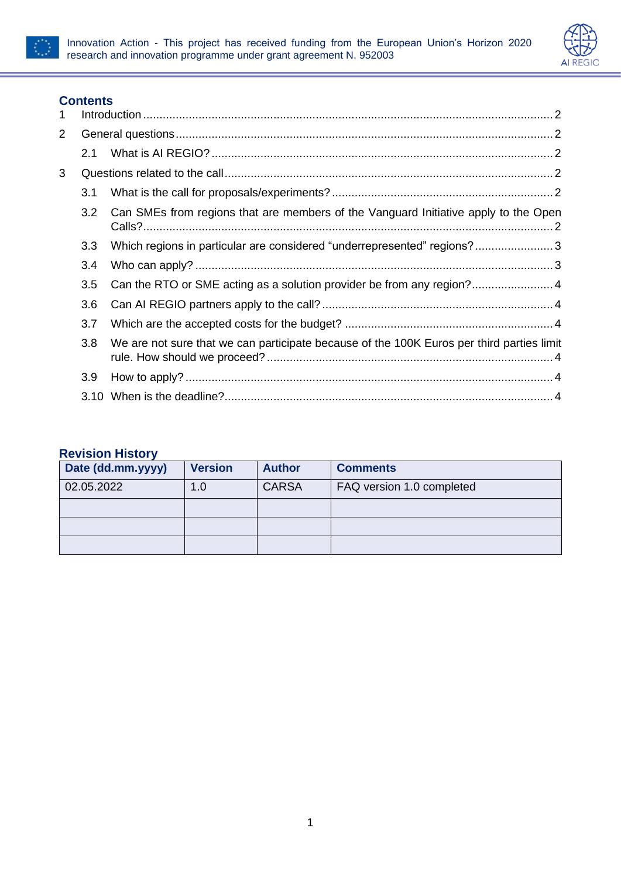## Contents

1 Introduction ..... 2

2 General questions ..... 2

- 2.1 What is AI REGIO? ..... 2

3 Questions related to the call ..... 2

- 3.1 What is the call for proposals/experiments? ..... 2
- 3.2 Can SMEs from regions that are members of the Vanguard Initiative apply to the Open Calls? ..... 2
- 3.3 Which regions in particular are considered "underrepresented" regions? ..... 3
- 3.4 Who can apply? ..... 3
- 3.5 Can the RTO or SME acting as a solution provider be from any region? ..... 4
- 3.6 Can AI REGIO partners apply to the call? ..... 4
- 3.7 Which are the accepted costs for the budget? ..... 4
- 3.8 We are not sure that we can participate because of the 100K Euros per third parties limit rule. How should we proceed? ..... 4
- 3.9 How to apply? ..... 4
- 3.10 When is the deadline? ..... 4

## Revision History

| Date (dd.mm.yyyy) | Version | Author | Comments |
|---|---|---|---|
| 02.05.2022 | 1.0 | CARSA | FAQ version 1.0 completed |
| | | | |
| | | | |
| | | | |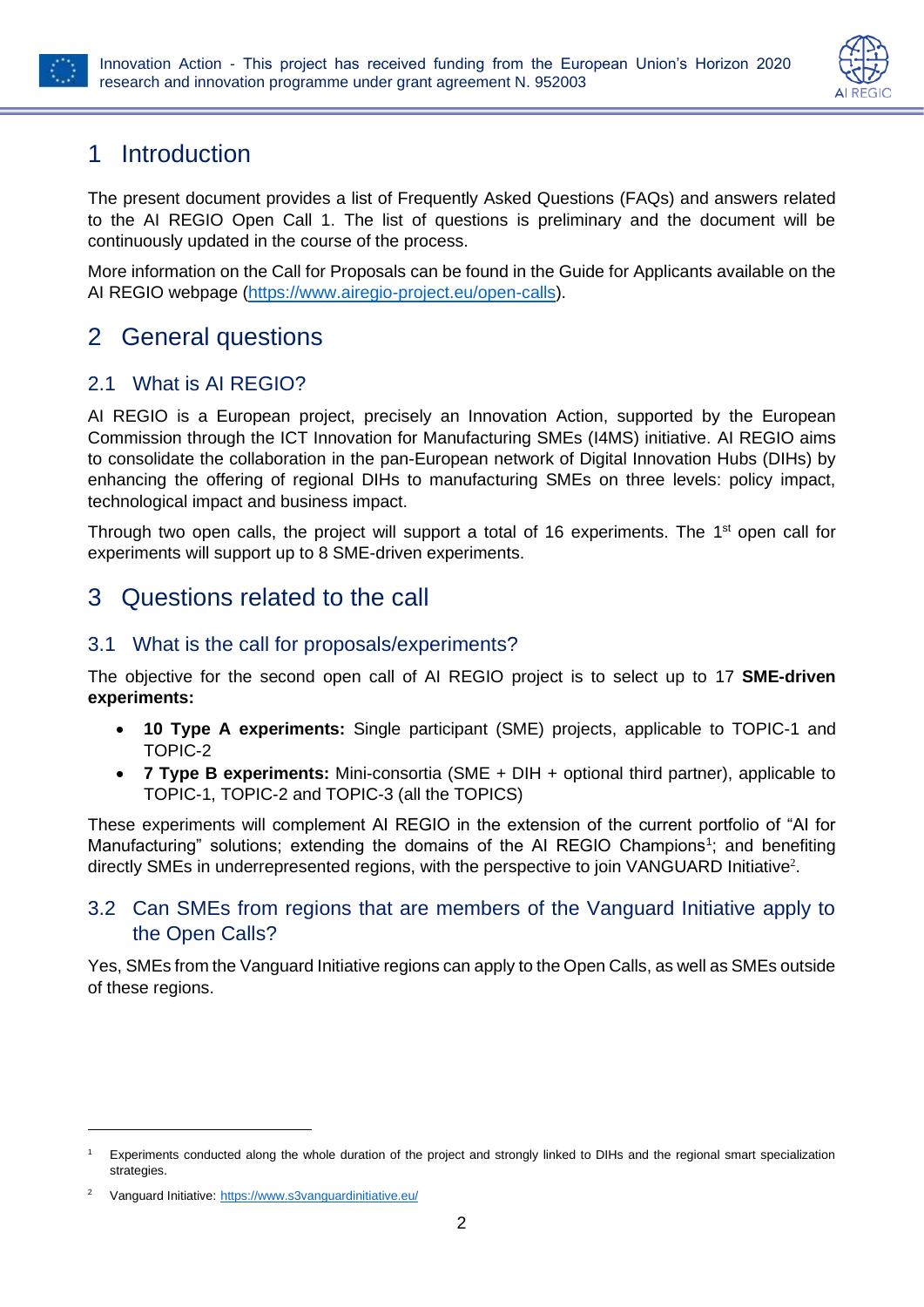# 1 Introduction

The present document provides a list of Frequently Asked Questions (FAQs) and answers related to the AI REGIO Open Call 1. The list of questions is preliminary and the document will be continuously updated in the course of the process.

More information on the Call for Proposals can be found in the Guide for Applicants available on the AI REGIO webpage (https://www.airegio-project.eu/open-calls).

# 2 General questions

## 2.1 What is AI REGIO?

AI REGIO is a European project, precisely an Innovation Action, supported by the European Commission through the ICT Innovation for Manufacturing SMEs (I4MS) initiative. AI REGIO aims to consolidate the collaboration in the pan-European network of Digital Innovation Hubs (DIHs) by enhancing the offering of regional DIHs to manufacturing SMEs on three levels: policy impact, technological impact and business impact.

Through two open calls, the project will support a total of 16 experiments. The 1st open call for experiments will support up to 8 SME-driven experiments.

# 3 Questions related to the call

## 3.1 What is the call for proposals/experiments?

The objective for the second open call of AI REGIO project is to select up to 17 **SME-driven experiments:**

- **10 Type A experiments:** Single participant (SME) projects, applicable to TOPIC-1 and TOPIC-2
- **7 Type B experiments:** Mini-consortia (SME + DIH + optional third partner), applicable to TOPIC-1, TOPIC-2 and TOPIC-3 (all the TOPICS)

These experiments will complement AI REGIO in the extension of the current portfolio of "AI for Manufacturing" solutions; extending the domains of the AI REGIO Champions[1]; and benefiting directly SMEs in underrepresented regions, with the perspective to join VANGUARD Initiative[2].

## 3.2 Can SMEs from regions that are members of the Vanguard Initiative apply to the Open Calls?

Yes, SMEs from the Vanguard Initiative regions can apply to the Open Calls, as well as SMEs outside of these regions.

---

[1] Experiments conducted along the whole duration of the project and strongly linked to DIHs and the regional smart specialization strategies.

[2] Vanguard Initiative: https://www.s3vanguardinitiative.eu/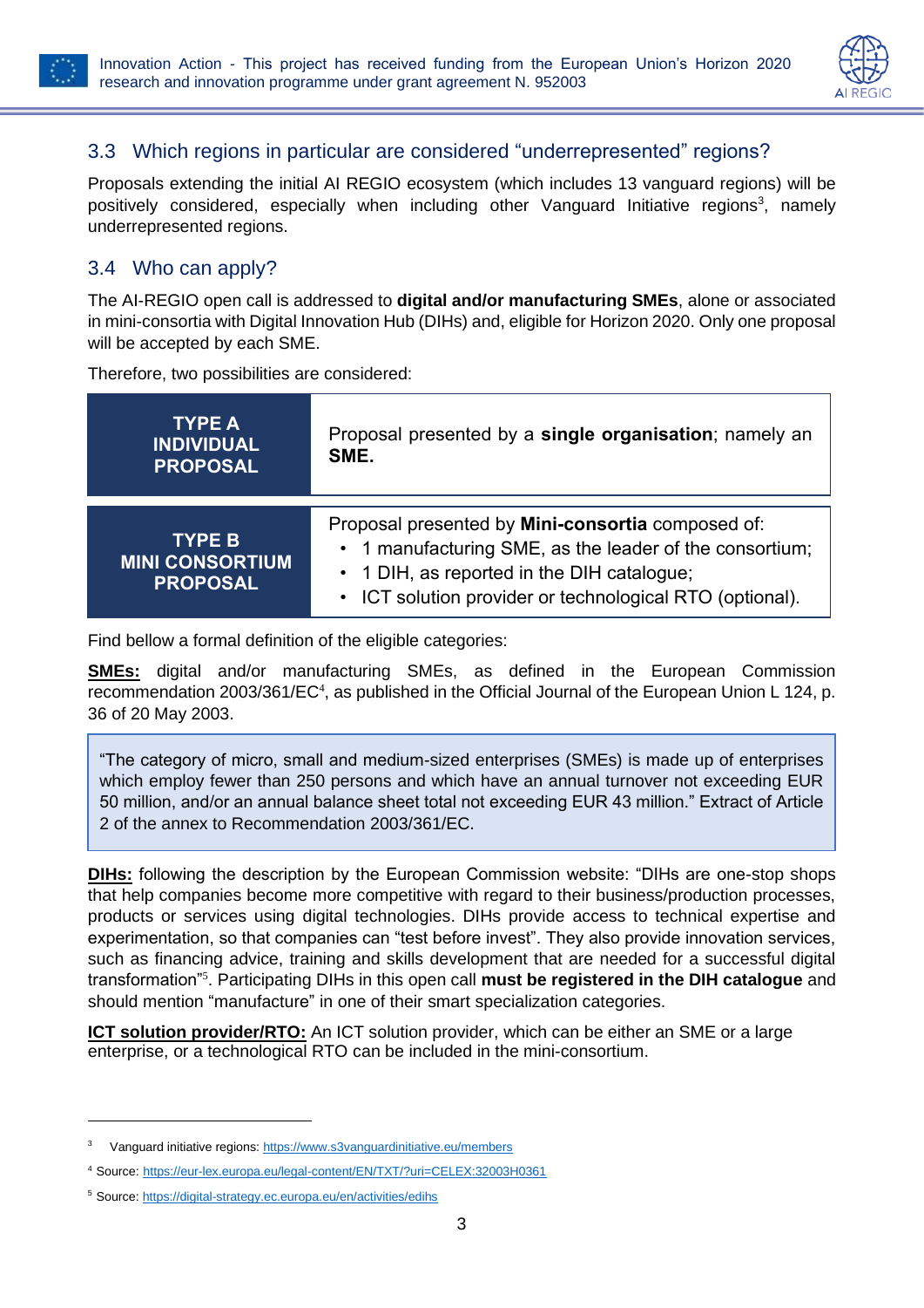## 3.3 Which regions in particular are considered "underrepresented" regions?

Proposals extending the initial AI REGIO ecosystem (which includes 13 vanguard regions) will be positively considered, especially when including other Vanguard Initiative regions[3], namely underrepresented regions.

## 3.4 Who can apply?

The AI-REGIO open call is addressed to **digital and/or manufacturing SMEs**, alone or associated in mini-consortia with Digital Innovation Hub (DIHs) and, eligible for Horizon 2020. Only one proposal will be accepted by each SME.

Therefore, two possibilities are considered:

| | |
|---|---|
| **TYPE A INDIVIDUAL PROPOSAL** | Proposal presented by a **single organisation**; namely an **SME.** |
| **TYPE B MINI CONSORTIUM PROPOSAL** | Proposal presented by **Mini-consortia** composed of:<br>• 1 manufacturing SME, as the leader of the consortium;<br>• 1 DIH, as reported in the DIH catalogue;<br>• ICT solution provider or technological RTO (optional). |

Find bellow a formal definition of the eligible categories:

**SMEs:** digital and/or manufacturing SMEs, as defined in the European Commission recommendation 2003/361/EC[4], as published in the Official Journal of the European Union L 124, p. 36 of 20 May 2003.

> "The category of micro, small and medium-sized enterprises (SMEs) is made up of enterprises which employ fewer than 250 persons and which have an annual turnover not exceeding EUR 50 million, and/or an annual balance sheet total not exceeding EUR 43 million." Extract of Article 2 of the annex to Recommendation 2003/361/EC.

**DIHs:** following the description by the European Commission website: "DIHs are one-stop shops that help companies become more competitive with regard to their business/production processes, products or services using digital technologies. DIHs provide access to technical expertise and experimentation, so that companies can "test before invest". They also provide innovation services, such as financing advice, training and skills development that are needed for a successful digital transformation"[5]. Participating DIHs in this open call **must be registered in the DIH catalogue** and should mention "manufacture" in one of their smart specialization categories.

**ICT solution provider/RTO:** An ICT solution provider, which can be either an SME or a large enterprise, or a technological RTO can be included in the mini-consortium.

---

[3] Vanguard initiative regions: https://www.s3vanguardinitiative.eu/members

[4] Source: https://eur-lex.europa.eu/legal-content/EN/TXT/?uri=CELEX:32003H0361

[5] Source: https://digital-strategy.ec.europa.eu/en/activities/edihs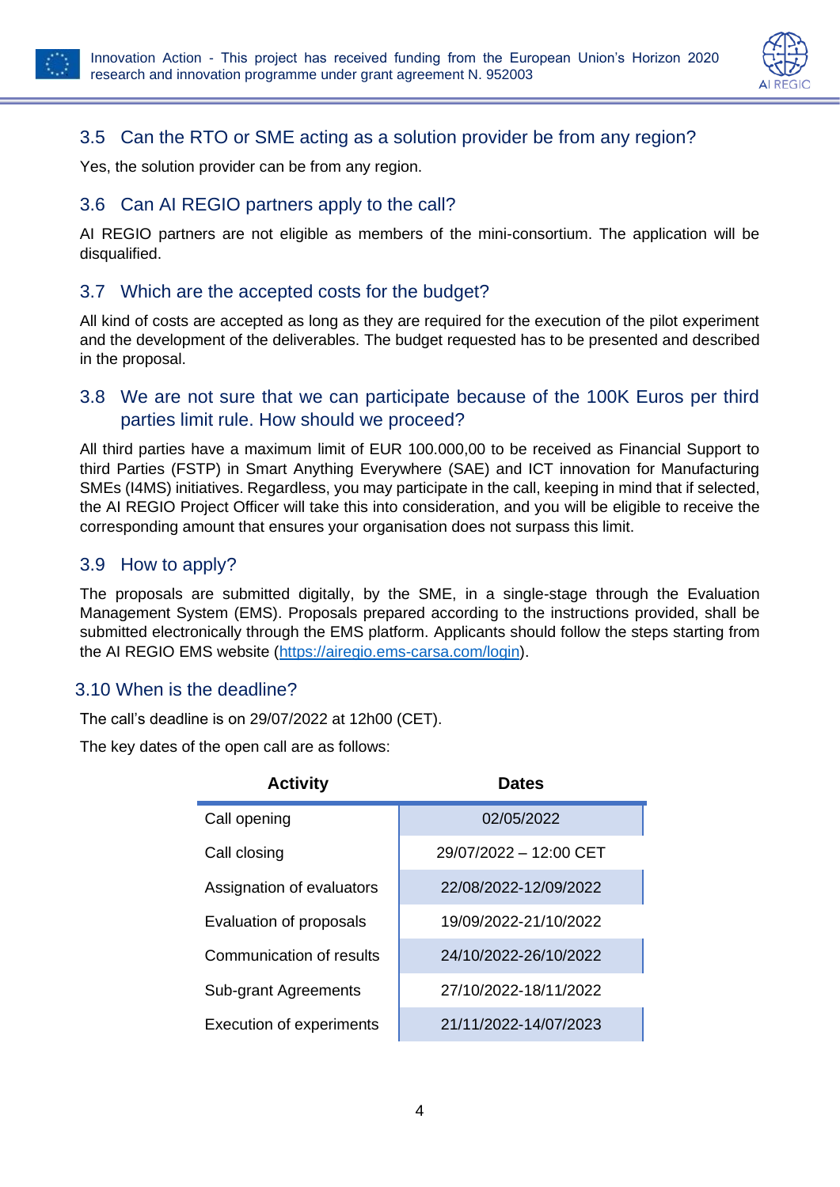### 3.5 Can the RTO or SME acting as a solution provider be from any region?

Yes, the solution provider can be from any region.

### 3.6 Can AI REGIO partners apply to the call?

AI REGIO partners are not eligible as members of the mini-consortium. The application will be disqualified.

### 3.7 Which are the accepted costs for the budget?

All kind of costs are accepted as long as they are required for the execution of the pilot experiment and the development of the deliverables. The budget requested has to be presented and described in the proposal.

### 3.8 We are not sure that we can participate because of the 100K Euros per third parties limit rule. How should we proceed?

All third parties have a maximum limit of EUR 100.000,00 to be received as Financial Support to third Parties (FSTP) in Smart Anything Everywhere (SAE) and ICT innovation for Manufacturing SMEs (I4MS) initiatives. Regardless, you may participate in the call, keeping in mind that if selected, the AI REGIO Project Officer will take this into consideration, and you will be eligible to receive the corresponding amount that ensures your organisation does not surpass this limit.

### 3.9 How to apply?

The proposals are submitted digitally, by the SME, in a single-stage through the Evaluation Management System (EMS). Proposals prepared according to the instructions provided, shall be submitted electronically through the EMS platform. Applicants should follow the steps starting from the AI REGIO EMS website (https://airegio.ems-carsa.com/login).

### 3.10 When is the deadline?

The call's deadline is on 29/07/2022 at 12h00 (CET).

The key dates of the open call are as follows:

| Activity | Dates |
| --- | --- |
| Call opening | 02/05/2022 |
| Call closing | 29/07/2022 – 12:00 CET |
| Assignation of evaluators | 22/08/2022-12/09/2022 |
| Evaluation of proposals | 19/09/2022-21/10/2022 |
| Communication of results | 24/10/2022-26/10/2022 |
| Sub-grant Agreements | 27/10/2022-18/11/2022 |
| Execution of experiments | 21/11/2022-14/07/2023 |